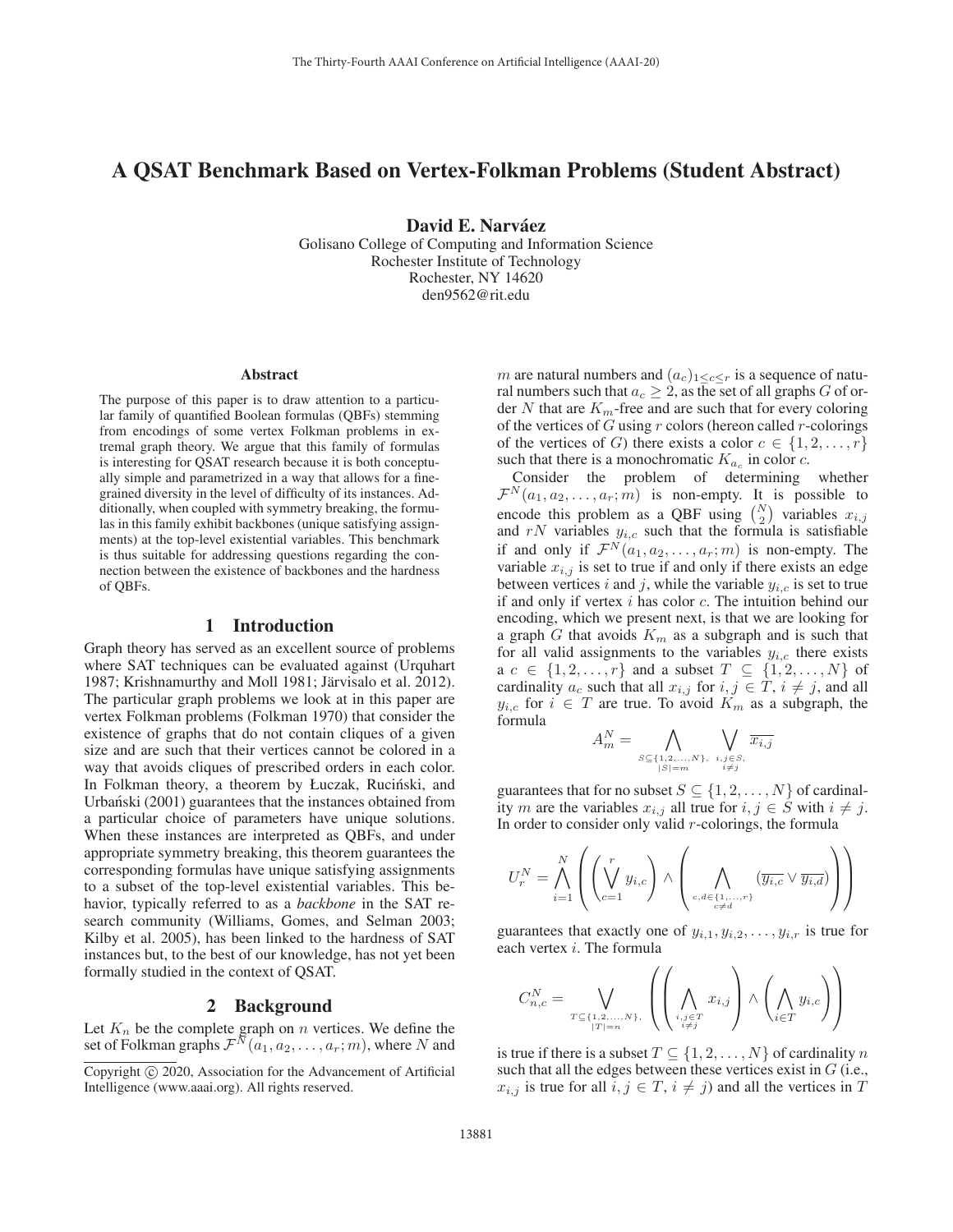# A QSAT Benchmark Based on Vertex-Folkman Problems (Student Abstract)

**David E. Narváez**

Golisano College of Computing and Information Science
Rochester Institute of Technology
Rochester, NY 14620
den9562@rit.edu

### Abstract

The purpose of this paper is to draw attention to a particular family of quantified Boolean formulas (QBFs) stemming from encodings of some vertex Folkman problems in extremal graph theory. We argue that this family of formulas is interesting for QSAT research because it is both conceptually simple and parametrized in a way that allows for a fine-grained diversity in the level of difficulty of its instances. Additionally, when coupled with symmetry breaking, the formulas in this family exhibit backbones (unique satisfying assignments) at the top-level existential variables. This benchmark is thus suitable for addressing questions regarding the connection between the existence of backbones and the hardness of QBFs.

## 1 Introduction

Graph theory has served as an excellent source of problems where SAT techniques can be evaluated against (Urquhart 1987; Krishnamurthy and Moll 1981; Järvisalo et al. 2012). The particular graph problems we look at in this paper are vertex Folkman problems (Folkman 1970) that consider the existence of graphs that do not contain cliques of a given size and are such that their vertices cannot be colored in a way that avoids cliques of prescribed orders in each color. In Folkman theory, a theorem by Łuczak, Ruciński, and Urbański (2001) guarantees that the instances obtained from a particular choice of parameters have unique solutions. When these instances are interpreted as QBFs, and under appropriate symmetry breaking, this theorem guarantees the corresponding formulas have unique satisfying assignments to a subset of the top-level existential variables. This behavior, typically referred to as a *backbone* in the SAT research community (Williams, Gomes, and Selman 2003; Kilby et al. 2005), has been linked to the hardness of SAT instances but, to the best of our knowledge, has not yet been formally studied in the context of QSAT.

## 2 Background

Let $K_n$ be the complete graph on $n$ vertices. We define the set of Folkman graphs $\mathcal{F}^N(a_1, a_2, \ldots, a_r; m)$, where $N$ and $m$ are natural numbers and $(a_c)_{1 \leq c \leq r}$ is a sequence of natural numbers such that $a_c \geq 2$, as the set of all graphs $G$ of order $N$ that are $K_m$-free and are such that for every coloring of the vertices of $G$ using $r$ colors (hereon called $r$-colorings of the vertices of $G$) there exists a color $c \in \{1, 2, \ldots, r\}$ such that there is a monochromatic $K_{a_c}$ in color $c$.

Consider the problem of determining whether $\mathcal{F}^N(a_1, a_2, \ldots, a_r; m)$ is non-empty. It is possible to encode this problem as a QBF using $\binom{N}{2}$ variables $x_{i,j}$ and $rN$ variables $y_{i,c}$ such that the formula is satisfiable if and only if $\mathcal{F}^N(a_1, a_2, \ldots, a_r; m)$ is non-empty. The variable $x_{i,j}$ is set to true if and only if there exists an edge between vertices $i$ and $j$, while the variable $y_{i,c}$ is set to true if and only if vertex $i$ has color $c$. The intuition behind our encoding, which we present next, is that we are looking for a graph $G$ that avoids $K_m$ as a subgraph and is such that for all valid assignments to the variables $y_{i,c}$ there exists a $c \in \{1, 2, \ldots, r\}$ and a subset $T \subseteq \{1, 2, \ldots, N\}$ of cardinality $a_c$ such that all $x_{i,j}$ for $i, j \in T$, $i \neq j$, and all $y_{i,c}$ for $i \in T$ are true. To avoid $K_m$ as a subgraph, the formula

$$A_m^N = \bigwedge_{\substack{S \subseteq \{1,2,\ldots,N\},\\ |S|=m}} \bigvee_{\substack{i,j \in S,\\ i \neq j}} \overline{x_{i,j}}$$

guarantees that for no subset $S \subseteq \{1, 2, \ldots, N\}$ of cardinality $m$ are the variables $x_{i,j}$ all true for $i, j \in S$ with $i \neq j$. In order to consider only valid $r$-colorings, the formula

$$U_r^N = \bigwedge_{i=1}^{N} \left( \left( \bigvee_{c=1}^{r} y_{i,c} \right) \wedge \left( \bigwedge_{\substack{c,d \in \{1,\ldots,r\}\\ c \neq d}} (\overline{y_{i,c}} \vee \overline{y_{i,d}}) \right) \right)$$

guarantees that exactly one of $y_{i,1}, y_{i,2}, \ldots, y_{i,r}$ is true for each vertex $i$. The formula

$$C_{n,c}^N = \bigvee_{\substack{T \subseteq \{1,2,\ldots,N\},\\ |T|=n}} \left( \left( \bigwedge_{\substack{i,j \in T\\ i \neq j}} x_{i,j} \right) \wedge \left( \bigwedge_{i \in T} y_{i,c} \right) \right)$$

is true if there is a subset $T \subseteq \{1, 2, \ldots, N\}$ of cardinality $n$ such that all the edges between these vertices exist in $G$ (i.e., $x_{i,j}$ is true for all $i, j \in T$, $i \neq j$) and all the vertices in $T$

Copyright © 2020, Association for the Advancement of Artificial Intelligence (www.aaai.org). All rights reserved.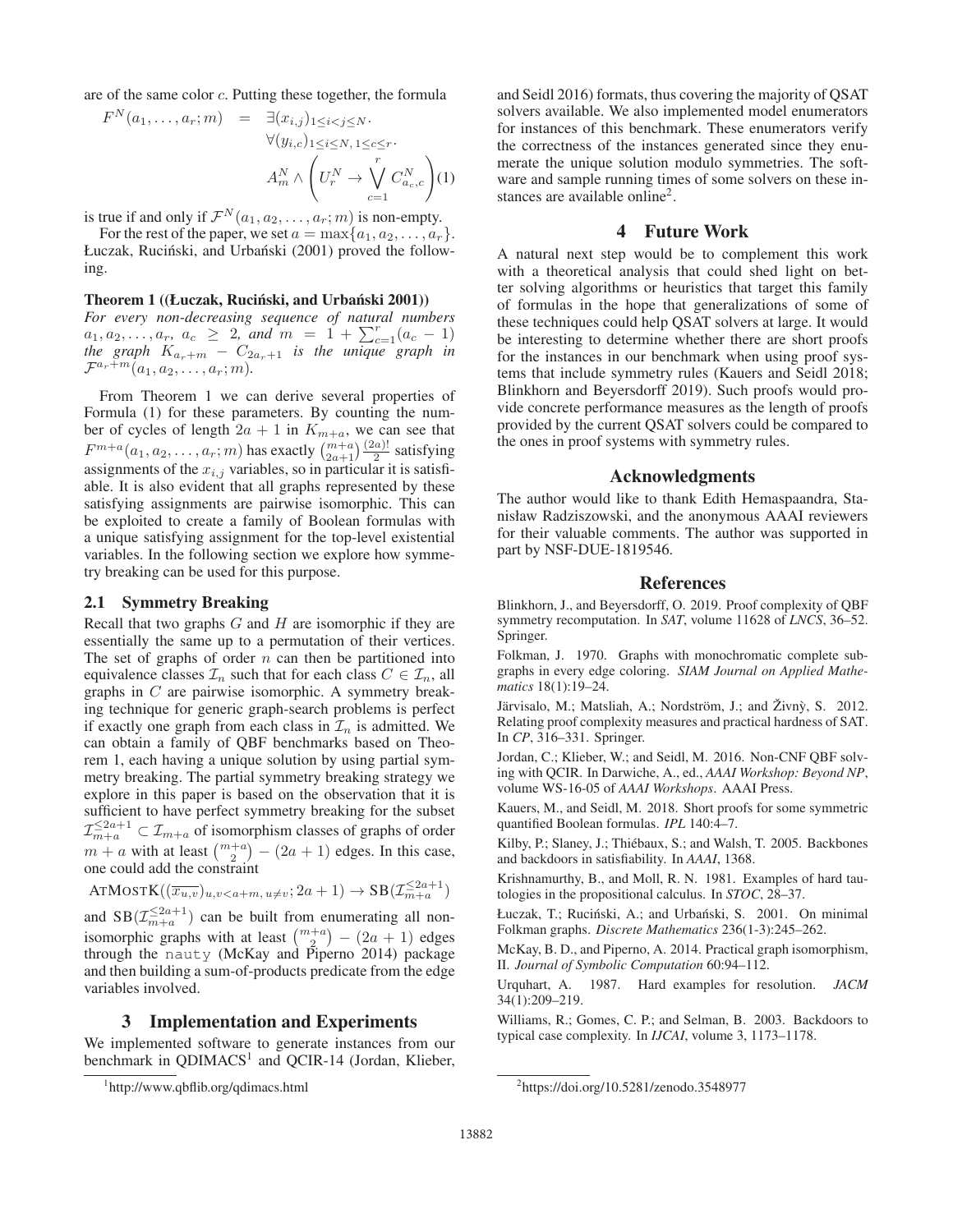are of the same color $c$. Putting these together, the formula

$$F^N(a_1, \ldots, a_r; m) = \exists (x_{i,j})_{1 \le i < j \le N}. \forall (y_{i,c})_{1 \le i \le N,\, 1 \le c \le r}. A_m^N \wedge \left( U_r^N \rightarrow \bigvee_{c=1}^{r} C_{a_c,c}^N \right) \quad (1)$$

is true if and only if $\mathcal{F}^N(a_1, a_2, \ldots, a_r; m)$ is non-empty.

For the rest of the paper, we set $a = \max\{a_1, a_2, \ldots, a_r\}$. Łuczak, Ruciński, and Urbański (2001) proved the following.

**Theorem 1 ((Łuczak, Ruciński, and Urbański 2001))** *For every non-decreasing sequence of natural numbers $a_1, a_2, \ldots, a_r$, $a_c \ge 2$, and $m = 1 + \sum_{c=1}^{r}(a_c - 1)$ the graph $K_{a_r+m} - C_{2a_r+1}$ is the unique graph in $\mathcal{F}^{a_r+m}(a_1, a_2, \ldots, a_r; m)$.*

From Theorem 1 we can derive several properties of Formula (1) for these parameters. By counting the number of cycles of length $2a+1$ in $K_{m+a}$, we can see that $F^{m+a}(a_1, a_2, \ldots, a_r; m)$ has exactly $\binom{m+a}{2a+1}\frac{(2a)!}{2}$ satisfying assignments of the $x_{i,j}$ variables, so in particular it is satisfiable. It is also evident that all graphs represented by these satisfying assignments are pairwise isomorphic. This can be exploited to create a family of Boolean formulas with a unique satisfying assignment for the top-level existential variables. In the following section we explore how symmetry breaking can be used for this purpose.

### 2.1 Symmetry Breaking

Recall that two graphs $G$ and $H$ are isomorphic if they are essentially the same up to a permutation of their vertices. The set of graphs of order $n$ can then be partitioned into equivalence classes $\mathcal{I}_n$ such that for each class $C \in \mathcal{I}_n$, all graphs in $C$ are pairwise isomorphic. A symmetry breaking technique for generic graph-search problems is perfect if exactly one graph from each class in $\mathcal{I}_n$ is admitted. We can obtain a family of QBF benchmarks based on Theorem 1, each having a unique solution by using partial symmetry breaking. The partial symmetry breaking strategy we explore in this paper is based on the observation that it is sufficient to have perfect symmetry breaking for the subset $\mathcal{I}_{m+a}^{\le 2a+1} \subset \mathcal{I}_{m+a}$ of isomorphism classes of graphs of order $m+a$ with at least $\binom{m+a}{2} - (2a+1)$ edges. In this case, one could add the constraint

$$\text{AtMostK}((\overline{x_{u,v}})_{u,v<a+m,\, u \ne v}; 2a+1) \rightarrow \text{SB}(\mathcal{I}_{m+a}^{\le 2a+1})$$

and $\text{SB}(\mathcal{I}_{m+a}^{\le 2a+1})$ can be built from enumerating all non-isomorphic graphs with at least $\binom{m+a}{2} - (2a+1)$ edges through the `nauty` (McKay and Piperno 2014) package and then building a sum-of-products predicate from the edge variables involved.

## 3 Implementation and Experiments

We implemented software to generate instances from our benchmark in QDIMACS[1] and QCIR-14 (Jordan, Klieber, and Seidl 2016) formats, thus covering the majority of QSAT solvers available. We also implemented model enumerators for instances of this benchmark. These enumerators verify the correctness of the instances generated since they enumerate the unique solution modulo symmetries. The software and sample running times of some solvers on these instances are available online[2].

[1] http://www.qbflib.org/qdimacs.html

[2] https://doi.org/10.5281/zenodo.3548977

## 4 Future Work

A natural next step would be to complement this work with a theoretical analysis that could shed light on better solving algorithms or heuristics that target this family of formulas in the hope that generalizations of some of these techniques could help QSAT solvers at large. It would be interesting to determine whether there are short proofs for the instances in our benchmark when using proof systems that include symmetry rules (Kauers and Seidl 2018; Blinkhorn and Beyersdorff 2019). Such proofs would provide concrete performance measures as the length of proofs provided by the current QSAT solvers could be compared to the ones in proof systems with symmetry rules.

## Acknowledgments

The author would like to thank Edith Hemaspaandra, Stanisław Radziszowski, and the anonymous AAAI reviewers for their valuable comments. The author was supported in part by NSF-DUE-1819546.

## References

Blinkhorn, J., and Beyersdorff, O. 2019. Proof complexity of QBF symmetry recomputation. In *SAT*, volume 11628 of *LNCS*, 36–52. Springer.

Folkman, J. 1970. Graphs with monochromatic complete subgraphs in every edge coloring. *SIAM Journal on Applied Mathematics* 18(1):19–24.

Järvisalo, M.; Matsliah, A.; Nordström, J.; and Živný, S. 2012. Relating proof complexity measures and practical hardness of SAT. In *CP*, 316–331. Springer.

Jordan, C.; Klieber, W.; and Seidl, M. 2016. Non-CNF QBF solving with QCIR. In Darwiche, A., ed., *AAAI Workshop: Beyond NP*, volume WS-16-05 of *AAAI Workshops*. AAAI Press.

Kauers, M., and Seidl, M. 2018. Short proofs for some symmetric quantified Boolean formulas. *IPL* 140:4–7.

Kilby, P.; Slaney, J.; Thiébaux, S.; and Walsh, T. 2005. Backbones and backdoors in satisfiability. In *AAAI*, 1368.

Krishnamurthy, B., and Moll, R. N. 1981. Examples of hard tautologies in the propositional calculus. In *STOC*, 28–37.

Łuczak, T.; Ruciński, A.; and Urbański, S. 2001. On minimal Folkman graphs. *Discrete Mathematics* 236(1-3):245–262.

McKay, B. D., and Piperno, A. 2014. Practical graph isomorphism, II. *Journal of Symbolic Computation* 60:94–112.

Urquhart, A. 1987. Hard examples for resolution. *JACM* 34(1):209–219.

Williams, R.; Gomes, C. P.; and Selman, B. 2003. Backdoors to typical case complexity. In *IJCAI*, volume 3, 1173–1178.